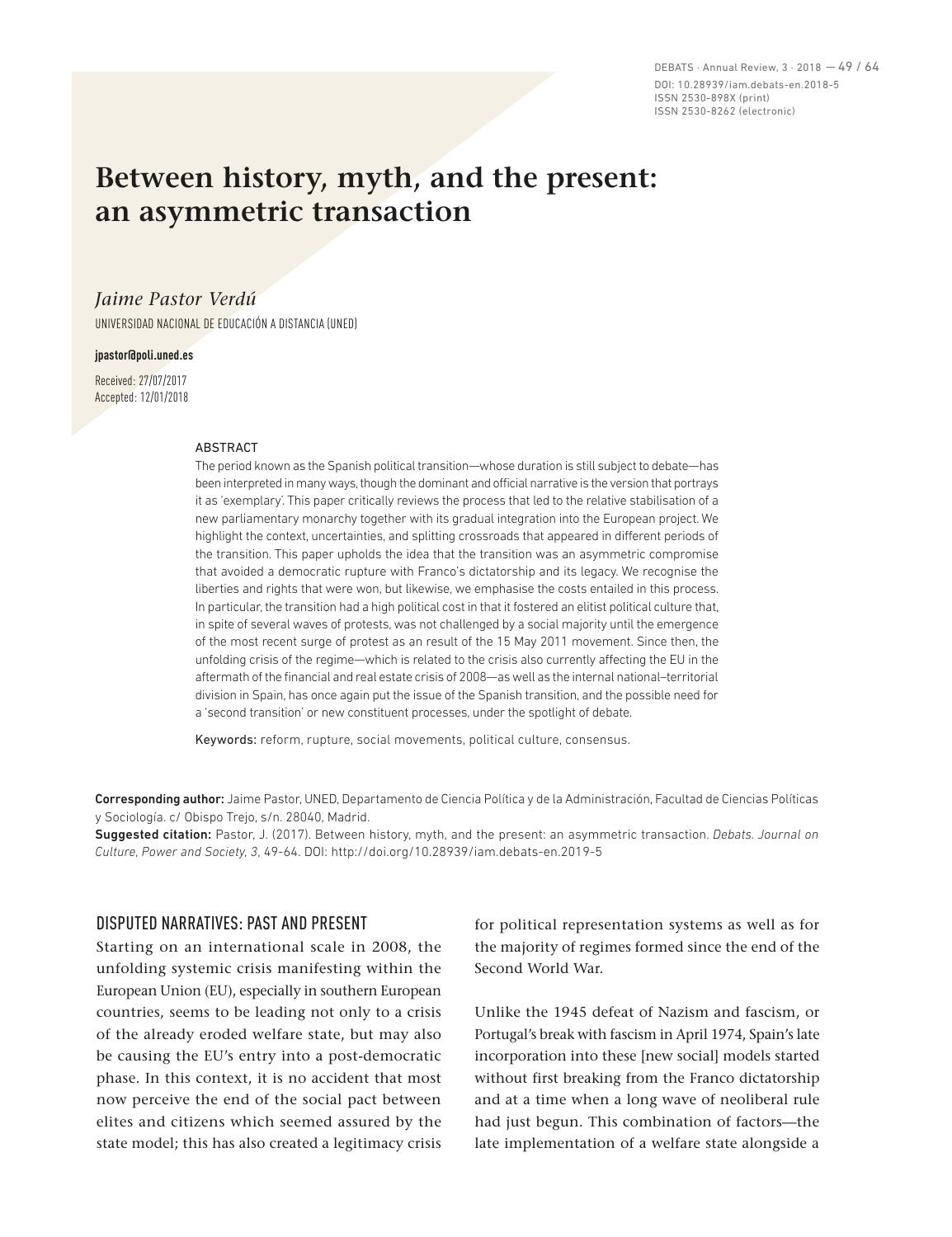# Between history, myth, and the present: an asymmetric transaction

*Jaime Pastor Verdú*

UNIVERSIDAD NACIONAL DE EDUCACIÓN A DISTANCIA (UNED)

**jpastor@poli.uned.es**

Received: 27/07/2017
Accepted: 12/01/2018

## ABSTRACT

The period known as the Spanish political transition—whose duration is still subject to debate—has been interpreted in many ways, though the dominant and official narrative is the version that portrays it as 'exemplary'. This paper critically reviews the process that led to the relative stabilisation of a new parliamentary monarchy together with its gradual integration into the European project. We highlight the context, uncertainties, and splitting crossroads that appeared in different periods of the transition. This paper upholds the idea that the transition was an asymmetric compromise that avoided a democratic rupture with Franco's dictatorship and its legacy. We recognise the liberties and rights that were won, but likewise, we emphasise the costs entailed in this process. In particular, the transition had a high political cost in that it fostered an elitist political culture that, in spite of several waves of protests, was not challenged by a social majority until the emergence of the most recent surge of protest as an result of the 15 May 2011 movement. Since then, the unfolding crisis of the regime—which is related to the crisis also currently affecting the EU in the aftermath of the financial and real estate crisis of 2008—as well as the internal national–territorial division in Spain, has once again put the issue of the Spanish transition, and the possible need for a 'second transition' or new constituent processes, under the spotlight of debate.

Keywords: reform, rupture, social movements, political culture, consensus.

**Corresponding author:** Jaime Pastor, UNED, Departamento de Ciencia Política y de la Administración, Facultad de Ciencias Políticas y Sociología. c/ Obispo Trejo, s/n. 28040, Madrid.
**Suggested citation:** Pastor, J. (2017). Between history, myth, and the present: an asymmetric transaction. *Debats. Journal on Culture, Power and Society*, *3*, 49-64. DOI: http://doi.org/10.28939/iam.debats-en.2019-5

## DISPUTED NARRATIVES: PAST AND PRESENT

Starting on an international scale in 2008, the unfolding systemic crisis manifesting within the European Union (EU), especially in southern European countries, seems to be leading not only to a crisis of the already eroded welfare state, but may also be causing the EU's entry into a post-democratic phase. In this context, it is no accident that most now perceive the end of the social pact between elites and citizens which seemed assured by the state model; this has also created a legitimacy crisis for political representation systems as well as for the majority of regimes formed since the end of the Second World War.

Unlike the 1945 defeat of Nazism and fascism, or Portugal's break with fascism in April 1974, Spain's late incorporation into these [new social] models started without first breaking from the Franco dictatorship and at a time when a long wave of neoliberal rule had just begun. This combination of factors—the late implementation of a welfare state alongside a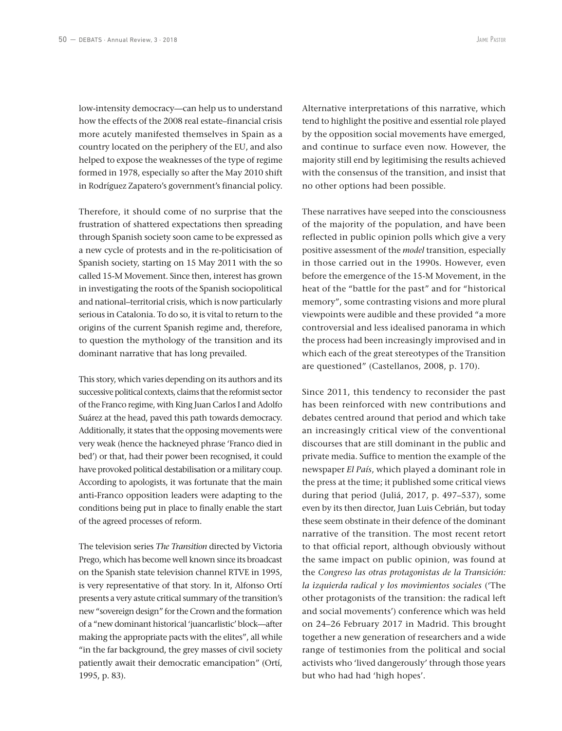low-intensity democracy—can help us to understand how the effects of the 2008 real estate–financial crisis more acutely manifested themselves in Spain as a country located on the periphery of the EU, and also helped to expose the weaknesses of the type of regime formed in 1978, especially so after the May 2010 shift in Rodríguez Zapatero's government's financial policy.

Therefore, it should come of no surprise that the frustration of shattered expectations then spreading through Spanish society soon came to be expressed as a new cycle of protests and in the re-politicisation of Spanish society, starting on 15 May 2011 with the so called 15-M Movement. Since then, interest has grown in investigating the roots of the Spanish sociopolitical and national–territorial crisis, which is now particularly serious in Catalonia. To do so, it is vital to return to the origins of the current Spanish regime and, therefore, to question the mythology of the transition and its dominant narrative that has long prevailed.

This story, which varies depending on its authors and its successive political contexts, claims that the reformist sector of the Franco regime, with King Juan Carlos I and Adolfo Suárez at the head, paved this path towards democracy. Additionally, it states that the opposing movements were very weak (hence the hackneyed phrase 'Franco died in bed') or that, had their power been recognised, it could have provoked political destabilisation or a military coup. According to apologists, it was fortunate that the main anti-Franco opposition leaders were adapting to the conditions being put in place to finally enable the start of the agreed processes of reform.

The television series *The Transition* directed by Victoria Prego, which has become well known since its broadcast on the Spanish state television channel RTVE in 1995, is very representative of that story. In it, Alfonso Ortí presents a very astute critical summary of the transition's new "sovereign design" for the Crown and the formation of a "new dominant historical 'juancarlistic' block—after making the appropriate pacts with the elites", all while "in the far background, the grey masses of civil society patiently await their democratic emancipation" (Ortí, 1995, p. 83).

Alternative interpretations of this narrative, which tend to highlight the positive and essential role played by the opposition social movements have emerged, and continue to surface even now. However, the majority still end by legitimising the results achieved with the consensus of the transition, and insist that no other options had been possible.

These narratives have seeped into the consciousness of the majority of the population, and have been reflected in public opinion polls which give a very positive assessment of the *model* transition, especially in those carried out in the 1990s. However, even before the emergence of the 15-M Movement, in the heat of the "battle for the past" and for "historical memory", some contrasting visions and more plural viewpoints were audible and these provided "a more controversial and less idealised panorama in which the process had been increasingly improvised and in which each of the great stereotypes of the Transition are questioned" (Castellanos, 2008, p. 170).

Since 2011, this tendency to reconsider the past has been reinforced with new contributions and debates centred around that period and which take an increasingly critical view of the conventional discourses that are still dominant in the public and private media. Suffice to mention the example of the newspaper *El País*, which played a dominant role in the press at the time; it published some critical views during that period (Juliá, 2017, p. 497–537), some even by its then director, Juan Luis Cebrián, but today these seem obstinate in their defence of the dominant narrative of the transition. The most recent retort to that official report, although obviously without the same impact on public opinion, was found at the *Congreso las otras protagonistas de la Transición: la izquierda radical y los movimientos sociales* ('The other protagonists of the transition: the radical left and social movements') conference which was held on 24–26 February 2017 in Madrid. This brought together a new generation of researchers and a wide range of testimonies from the political and social activists who 'lived dangerously' through those years but who had had 'high hopes'.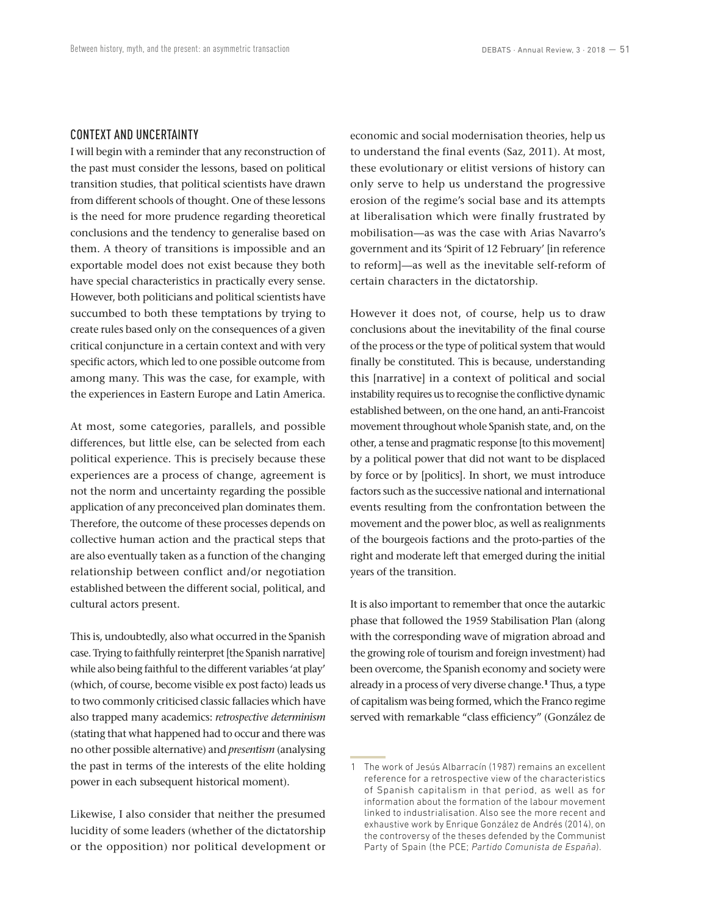## CONTEXT AND UNCERTAINTY

I will begin with a reminder that any reconstruction of the past must consider the lessons, based on political transition studies, that political scientists have drawn from different schools of thought. One of these lessons is the need for more prudence regarding theoretical conclusions and the tendency to generalise based on them. A theory of transitions is impossible and an exportable model does not exist because they both have special characteristics in practically every sense. However, both politicians and political scientists have succumbed to both these temptations by trying to create rules based only on the consequences of a given critical conjuncture in a certain context and with very specific actors, which led to one possible outcome from among many. This was the case, for example, with the experiences in Eastern Europe and Latin America.

At most, some categories, parallels, and possible differences, but little else, can be selected from each political experience. This is precisely because these experiences are a process of change, agreement is not the norm and uncertainty regarding the possible application of any preconceived plan dominates them. Therefore, the outcome of these processes depends on collective human action and the practical steps that are also eventually taken as a function of the changing relationship between conflict and/or negotiation established between the different social, political, and cultural actors present.

This is, undoubtedly, also what occurred in the Spanish case. Trying to faithfully reinterpret [the Spanish narrative] while also being faithful to the different variables 'at play' (which, of course, become visible ex post facto) leads us to two commonly criticised classic fallacies which have also trapped many academics: *retrospective determinism* (stating that what happened had to occur and there was no other possible alternative) and *presentism* (analysing the past in terms of the interests of the elite holding power in each subsequent historical moment).

Likewise, I also consider that neither the presumed lucidity of some leaders (whether of the dictatorship or the opposition) nor political development or economic and social modernisation theories, help us to understand the final events (Saz, 2011). At most, these evolutionary or elitist versions of history can only serve to help us understand the progressive erosion of the regime's social base and its attempts at liberalisation which were finally frustrated by mobilisation—as was the case with Arias Navarro's government and its 'Spirit of 12 February' [in reference to reform]—as well as the inevitable self-reform of certain characters in the dictatorship.

However it does not, of course, help us to draw conclusions about the inevitability of the final course of the process or the type of political system that would finally be constituted. This is because, understanding this [narrative] in a context of political and social instability requires us to recognise the conflictive dynamic established between, on the one hand, an anti-Francoist movement throughout whole Spanish state, and, on the other, a tense and pragmatic response [to this movement] by a political power that did not want to be displaced by force or by [politics]. In short, we must introduce factors such as the successive national and international events resulting from the confrontation between the movement and the power bloc, as well as realignments of the bourgeois factions and the proto-parties of the right and moderate left that emerged during the initial years of the transition.

It is also important to remember that once the autarkic phase that followed the 1959 Stabilisation Plan (along with the corresponding wave of migration abroad and the growing role of tourism and foreign investment) had been overcome, the Spanish economy and society were already in a process of very diverse change.[1] Thus, a type of capitalism was being formed, which the Franco regime served with remarkable "class efficiency" (González de

---

1 The work of Jesús Albarracín (1987) remains an excellent reference for a retrospective view of the characteristics of Spanish capitalism in that period, as well as for information about the formation of the labour movement linked to industrialisation. Also see the more recent and exhaustive work by Enrique González de Andrés (2014), on the controversy of the theses defended by the Communist Party of Spain (the PCE; *Partido Comunista de España*).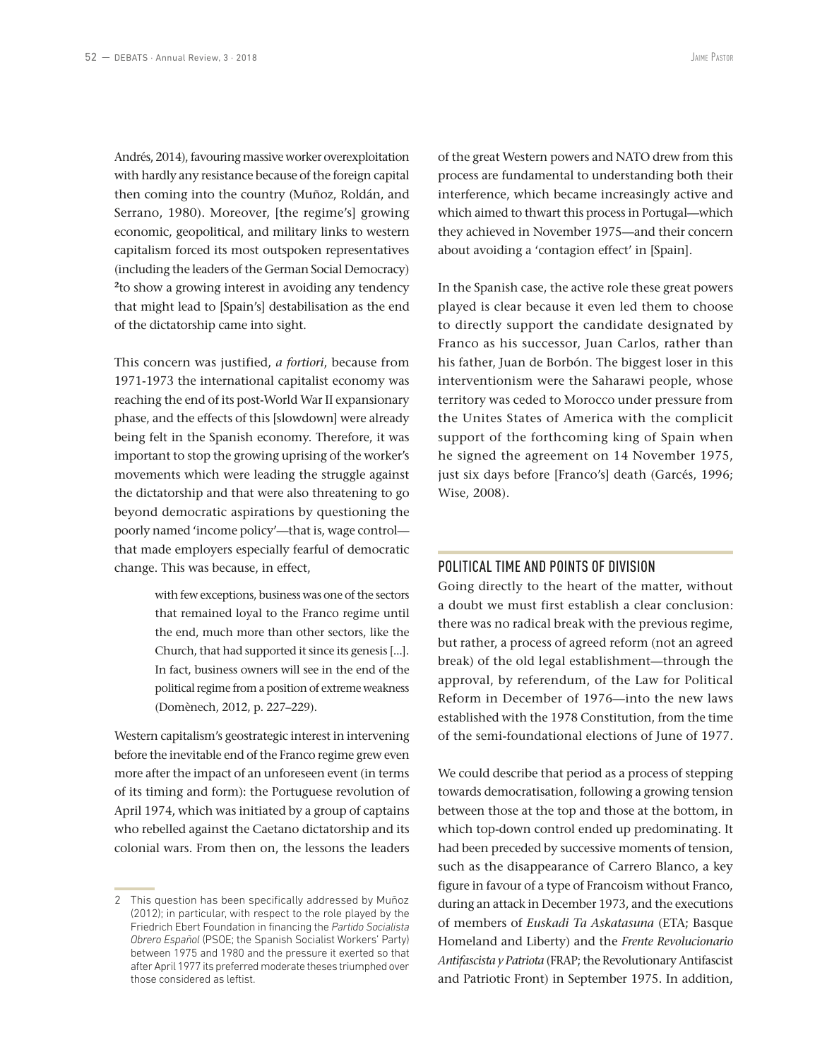Andrés, 2014), favouring massive worker overexploitation with hardly any resistance because of the foreign capital then coming into the country (Muñoz, Roldán, and Serrano, 1980). Moreover, [the regime's] growing economic, geopolitical, and military links to western capitalism forced its most outspoken representatives (including the leaders of the German Social Democracy) [2]to show a growing interest in avoiding any tendency that might lead to [Spain's] destabilisation as the end of the dictatorship came into sight.

This concern was justified, *a fortiori*, because from 1971-1973 the international capitalist economy was reaching the end of its post-World War II expansionary phase, and the effects of this [slowdown] were already being felt in the Spanish economy. Therefore, it was important to stop the growing uprising of the worker's movements which were leading the struggle against the dictatorship and that were also threatening to go beyond democratic aspirations by questioning the poorly named 'income policy'—that is, wage control—that made employers especially fearful of democratic change. This was because, in effect,

> with few exceptions, business was one of the sectors that remained loyal to the Franco regime until the end, much more than other sectors, like the Church, that had supported it since its genesis [...]. In fact, business owners will see in the end of the political regime from a position of extreme weakness (Domènech, 2012, p. 227–229).

Western capitalism's geostrategic interest in intervening before the inevitable end of the Franco regime grew even more after the impact of an unforeseen event (in terms of its timing and form): the Portuguese revolution of April 1974, which was initiated by a group of captains who rebelled against the Caetano dictatorship and its colonial wars. From then on, the lessons the leaders of the great Western powers and NATO drew from this process are fundamental to understanding both their interference, which became increasingly active and which aimed to thwart this process in Portugal—which they achieved in November 1975—and their concern about avoiding a 'contagion effect' in [Spain].

In the Spanish case, the active role these great powers played is clear because it even led them to choose to directly support the candidate designated by Franco as his successor, Juan Carlos, rather than his father, Juan de Borbón. The biggest loser in this interventionism were the Saharawi people, whose territory was ceded to Morocco under pressure from the Unites States of America with the complicit support of the forthcoming king of Spain when he signed the agreement on 14 November 1975, just six days before [Franco's] death (Garcés, 1996; Wise, 2008).

## POLITICAL TIME AND POINTS OF DIVISION

Going directly to the heart of the matter, without a doubt we must first establish a clear conclusion: there was no radical break with the previous regime, but rather, a process of agreed reform (not an agreed break) of the old legal establishment—through the approval, by referendum, of the Law for Political Reform in December of 1976—into the new laws established with the 1978 Constitution, from the time of the semi-foundational elections of June of 1977.

We could describe that period as a process of stepping towards democratisation, following a growing tension between those at the top and those at the bottom, in which top-down control ended up predominating. It had been preceded by successive moments of tension, such as the disappearance of Carrero Blanco, a key figure in favour of a type of Francoism without Franco, during an attack in December 1973, and the executions of members of *Euskadi Ta Askatasuna* (ETA; Basque Homeland and Liberty) and the *Frente Revolucionario Antifascista y Patriota* (FRAP; the Revolutionary Antifascist and Patriotic Front) in September 1975. In addition,

---

2 This question has been specifically addressed by Muñoz (2012); in particular, with respect to the role played by the Friedrich Ebert Foundation in financing the *Partido Socialista Obrero Español* (PSOE; the Spanish Socialist Workers' Party) between 1975 and 1980 and the pressure it exerted so that after April 1977 its preferred moderate theses triumphed over those considered as leftist.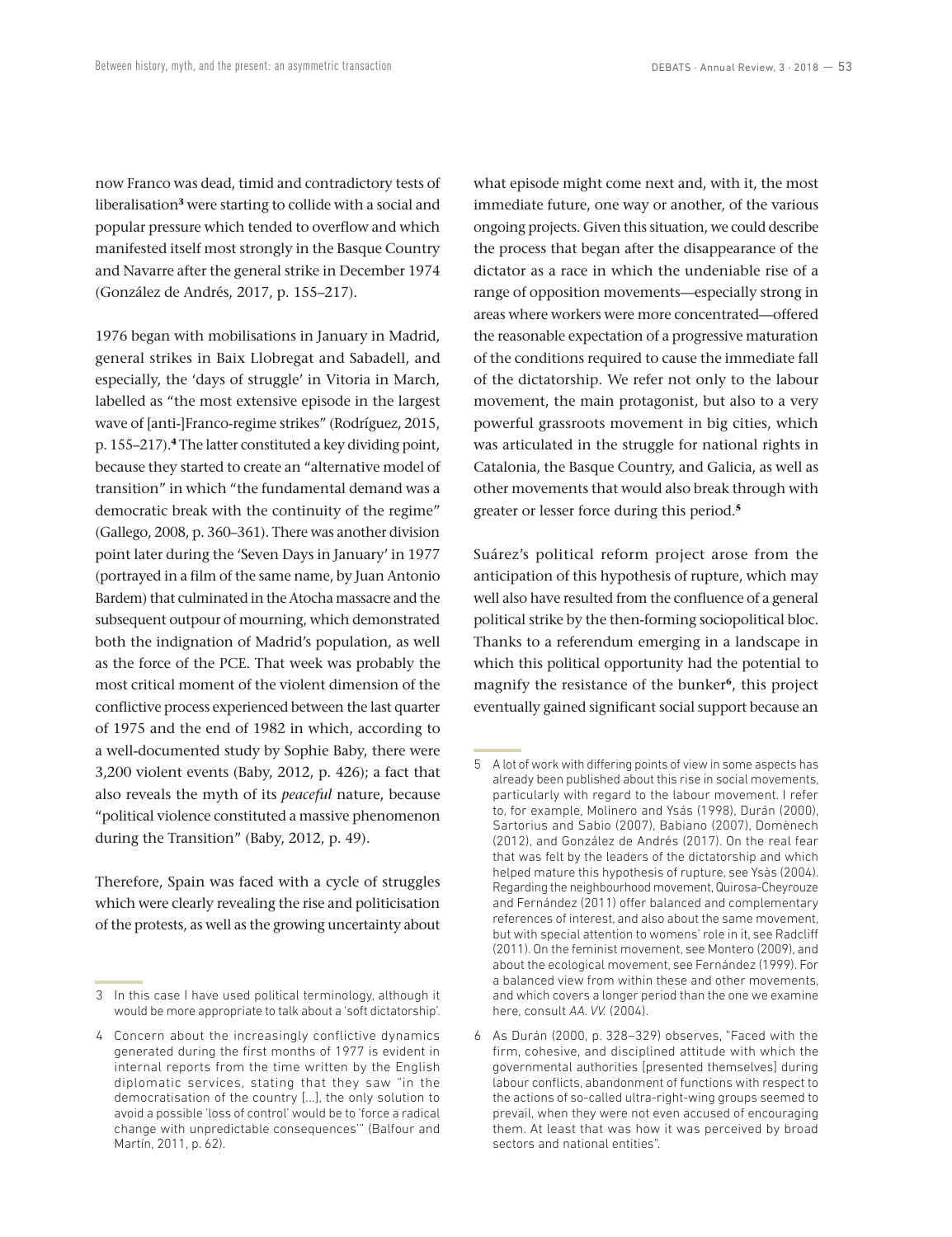now Franco was dead, timid and contradictory tests of liberalisation[3] were starting to collide with a social and popular pressure which tended to overflow and which manifested itself most strongly in the Basque Country and Navarre after the general strike in December 1974 (González de Andrés, 2017, p. 155–217).

1976 began with mobilisations in January in Madrid, general strikes in Baix Llobregat and Sabadell, and especially, the 'days of struggle' in Vitoria in March, labelled as "the most extensive episode in the largest wave of [anti-]Franco-regime strikes" (Rodríguez, 2015, p. 155–217).[4] The latter constituted a key dividing point, because they started to create an "alternative model of transition" in which "the fundamental demand was a democratic break with the continuity of the regime" (Gallego, 2008, p. 360–361). There was another division point later during the 'Seven Days in January' in 1977 (portrayed in a film of the same name, by Juan Antonio Bardem) that culminated in the Atocha massacre and the subsequent outpour of mourning, which demonstrated both the indignation of Madrid's population, as well as the force of the PCE. That week was probably the most critical moment of the violent dimension of the conflictive process experienced between the last quarter of 1975 and the end of 1982 in which, according to a well-documented study by Sophie Baby, there were 3,200 violent events (Baby, 2012, p. 426); a fact that also reveals the myth of its *peaceful* nature, because "political violence constituted a massive phenomenon during the Transition" (Baby, 2012, p. 49).

Therefore, Spain was faced with a cycle of struggles which were clearly revealing the rise and politicisation of the protests, as well as the growing uncertainty about what episode might come next and, with it, the most immediate future, one way or another, of the various ongoing projects. Given this situation, we could describe the process that began after the disappearance of the dictator as a race in which the undeniable rise of a range of opposition movements—especially strong in areas where workers were more concentrated—offered the reasonable expectation of a progressive maturation of the conditions required to cause the immediate fall of the dictatorship. We refer not only to the labour movement, the main protagonist, but also to a very powerful grassroots movement in big cities, which was articulated in the struggle for national rights in Catalonia, the Basque Country, and Galicia, as well as other movements that would also break through with greater or lesser force during this period.[5]

Suárez's political reform project arose from the anticipation of this hypothesis of rupture, which may well also have resulted from the confluence of a general political strike by the then-forming sociopolitical bloc. Thanks to a referendum emerging in a landscape in which this political opportunity had the potential to magnify the resistance of the bunker[6], this project eventually gained significant social support because an

---

3 In this case I have used political terminology, although it would be more appropriate to talk about a 'soft dictatorship'.

4 Concern about the increasingly conflictive dynamics generated during the first months of 1977 is evident in internal reports from the time written by the English diplomatic services, stating that they saw "in the democratisation of the country [...], the only solution to avoid a possible 'loss of control' would be to 'force a radical change with unpredictable consequences'" (Balfour and Martín, 2011, p. 62).

5 A lot of work with differing points of view in some aspects has already been published about this rise in social movements, particularly with regard to the labour movement. I refer to, for example, Molinero and Ysás (1998), Durán (2000), Sartorius and Sabio (2007), Babiano (2007), Domènech (2012), and González de Andrés (2017). On the real fear that was felt by the leaders of the dictatorship and which helped mature this hypothesis of rupture, see Ysàs (2004). Regarding the neighbourhood movement, Quirosa-Cheyrouze and Fernández (2011) offer balanced and complementary references of interest, and also about the same movement, but with special attention to womens' role in it, see Radcliff (2011). On the feminist movement, see Montero (2009), and about the ecological movement, see Fernández (1999). For a balanced view from within these and other movements, and which covers a longer period than the one we examine here, consult *AA. VV.* (2004).

6 As Durán (2000, p. 328–329) observes, "Faced with the firm, cohesive, and disciplined attitude with which the governmental authorities [presented themselves] during labour conflicts, abandonment of functions with respect to the actions of so-called ultra-right-wing groups seemed to prevail, when they were not even accused of encouraging them. At least that was how it was perceived by broad sectors and national entities".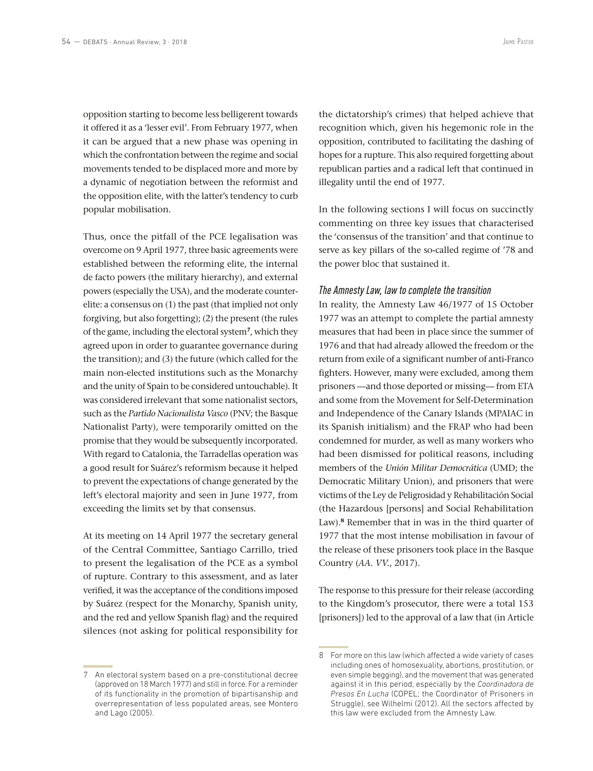opposition starting to become less belligerent towards it offered it as a 'lesser evil'. From February 1977, when it can be argued that a new phase was opening in which the confrontation between the regime and social movements tended to be displaced more and more by a dynamic of negotiation between the reformist and the opposition elite, with the latter's tendency to curb popular mobilisation.

Thus, once the pitfall of the PCE legalisation was overcome on 9 April 1977, three basic agreements were established between the reforming elite, the internal de facto powers (the military hierarchy), and external powers (especially the USA), and the moderate counter-elite: a consensus on (1) the past (that implied not only forgiving, but also forgetting); (2) the present (the rules of the game, including the electoral system[7], which they agreed upon in order to guarantee governance during the transition); and (3) the future (which called for the main non-elected institutions such as the Monarchy and the unity of Spain to be considered untouchable). It was considered irrelevant that some nationalist sectors, such as the *Partido Nacionalista Vasco* (PNV; the Basque Nationalist Party), were temporarily omitted on the promise that they would be subsequently incorporated. With regard to Catalonia, the Tarradellas operation was a good result for Suárez's reformism because it helped to prevent the expectations of change generated by the left's electoral majority and seen in June 1977, from exceeding the limits set by that consensus.

At its meeting on 14 April 1977 the secretary general of the Central Committee, Santiago Carrillo, tried to present the legalisation of the PCE as a symbol of rupture. Contrary to this assessment, and as later verified, it was the acceptance of the conditions imposed by Suárez (respect for the Monarchy, Spanish unity, and the red and yellow Spanish flag) and the required silences (not asking for political responsibility for the dictatorship's crimes) that helped achieve that recognition which, given his hegemonic role in the opposition, contributed to facilitating the dashing of hopes for a rupture. This also required forgetting about republican parties and a radical left that continued in illegality until the end of 1977.

In the following sections I will focus on succinctly commenting on three key issues that characterised the 'consensus of the transition' and that continue to serve as key pillars of the so-called regime of '78 and the power bloc that sustained it.

### *The Amnesty Law, law to complete the transition*

In reality, the Amnesty Law 46/1977 of 15 October 1977 was an attempt to complete the partial amnesty measures that had been in place since the summer of 1976 and that had already allowed the freedom or the return from exile of a significant number of anti-Franco fighters. However, many were excluded, among them prisoners —and those deported or missing— from ETA and some from the Movement for Self-Determination and Independence of the Canary Islands (MPAIAC in its Spanish initialism) and the FRAP who had been condemned for murder, as well as many workers who had been dismissed for political reasons, including members of the *Unión Militar Democrática* (UMD; the Democratic Military Union), and prisoners that were victims of the Ley de Peligrosidad y Rehabilitación Social (the Hazardous [persons] and Social Rehabilitation Law).[8] Remember that in was in the third quarter of 1977 that the most intense mobilisation in favour of the release of these prisoners took place in the Basque Country (*AA. VV.*, 2017).

The response to this pressure for their release (according to the Kingdom's prosecutor, there were a total 153 [prisoners]) led to the approval of a law that (in Article

---

7 An electoral system based on a pre-constitutional decree (approved on 18 March 1977) and still in force. For a reminder of its functionality in the promotion of bipartisanship and overrepresentation of less populated areas, see Montero and Lago (2005).

8 For more on this law (which affected a wide variety of cases including ones of homosexuality, abortions, prostitution, or even simple begging), and the movement that was generated against it in this period, especially by the *Coordinadora de Presos En Lucha* (COPEL; the Coordinator of Prisoners in Struggle), see Wilhelmi (2012). All the sectors affected by this law were excluded from the Amnesty Law.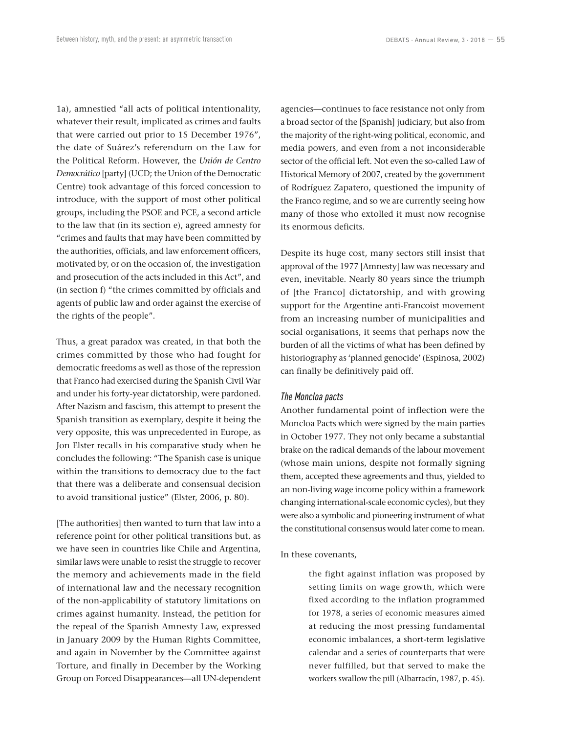1a), amnestied "all acts of political intentionality, whatever their result, implicated as crimes and faults that were carried out prior to 15 December 1976", the date of Suárez's referendum on the Law for the Political Reform. However, the *Unión de Centro Democrático* [party] (UCD; the Union of the Democratic Centre) took advantage of this forced concession to introduce, with the support of most other political groups, including the PSOE and PCE, a second article to the law that (in its section e), agreed amnesty for "crimes and faults that may have been committed by the authorities, officials, and law enforcement officers, motivated by, or on the occasion of, the investigation and prosecution of the acts included in this Act", and (in section f) "the crimes committed by officials and agents of public law and order against the exercise of the rights of the people".

Thus, a great paradox was created, in that both the crimes committed by those who had fought for democratic freedoms as well as those of the repression that Franco had exercised during the Spanish Civil War and under his forty-year dictatorship, were pardoned. After Nazism and fascism, this attempt to present the Spanish transition as exemplary, despite it being the very opposite, this was unprecedented in Europe, as Jon Elster recalls in his comparative study when he concludes the following: "The Spanish case is unique within the transitions to democracy due to the fact that there was a deliberate and consensual decision to avoid transitional justice" (Elster, 2006, p. 80).

[The authorities] then wanted to turn that law into a reference point for other political transitions but, as we have seen in countries like Chile and Argentina, similar laws were unable to resist the struggle to recover the memory and achievements made in the field of international law and the necessary recognition of the non-applicability of statutory limitations on crimes against humanity. Instead, the petition for the repeal of the Spanish Amnesty Law, expressed in January 2009 by the Human Rights Committee, and again in November by the Committee against Torture, and finally in December by the Working Group on Forced Disappearances—all UN-dependent agencies—continues to face resistance not only from a broad sector of the [Spanish] judiciary, but also from the majority of the right-wing political, economic, and media powers, and even from a not inconsiderable sector of the official left. Not even the so-called Law of Historical Memory of 2007, created by the government of Rodríguez Zapatero, questioned the impunity of the Franco regime, and so we are currently seeing how many of those who extolled it must now recognise its enormous deficits.

Despite its huge cost, many sectors still insist that approval of the 1977 [Amnesty] law was necessary and even, inevitable. Nearly 80 years since the triumph of [the Franco] dictatorship, and with growing support for the Argentine anti-Francoist movement from an increasing number of municipalities and social organisations, it seems that perhaps now the burden of all the victims of what has been defined by historiography as 'planned genocide' (Espinosa, 2002) can finally be definitively paid off.

### *The Moncloa pacts*

Another fundamental point of inflection were the Moncloa Pacts which were signed by the main parties in October 1977. They not only became a substantial brake on the radical demands of the labour movement (whose main unions, despite not formally signing them, accepted these agreements and thus, yielded to an non-living wage income policy within a framework changing international-scale economic cycles), but they were also a symbolic and pioneering instrument of what the constitutional consensus would later come to mean.

In these covenants,

> the fight against inflation was proposed by setting limits on wage growth, which were fixed according to the inflation programmed for 1978, a series of economic measures aimed at reducing the most pressing fundamental economic imbalances, a short-term legislative calendar and a series of counterparts that were never fulfilled, but that served to make the workers swallow the pill (Albarracín, 1987, p. 45).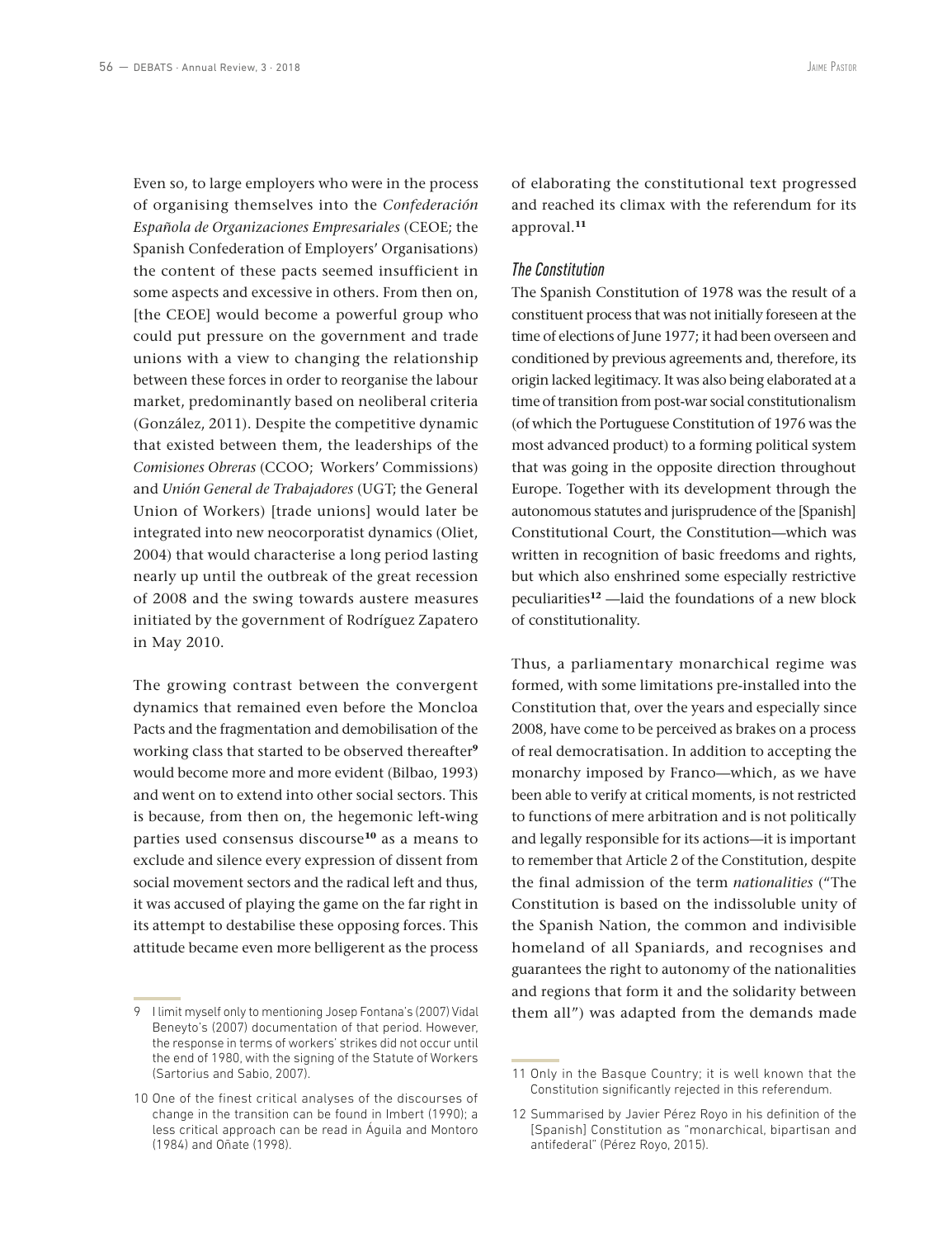Even so, to large employers who were in the process of organising themselves into the *Confederación Española de Organizaciones Empresariales* (CEOE; the Spanish Confederation of Employers' Organisations) the content of these pacts seemed insufficient in some aspects and excessive in others. From then on, [the CEOE] would become a powerful group who could put pressure on the government and trade unions with a view to changing the relationship between these forces in order to reorganise the labour market, predominantly based on neoliberal criteria (González, 2011). Despite the competitive dynamic that existed between them, the leaderships of the *Comisiones Obreras* (CCOO; Workers' Commissions) and *Unión General de Trabajadores* (UGT; the General Union of Workers) [trade unions] would later be integrated into new neocorporatist dynamics (Oliet, 2004) that would characterise a long period lasting nearly up until the outbreak of the great recession of 2008 and the swing towards austere measures initiated by the government of Rodríguez Zapatero in May 2010.

The growing contrast between the convergent dynamics that remained even before the Moncloa Pacts and the fragmentation and demobilisation of the working class that started to be observed thereafter[9] would become more and more evident (Bilbao, 1993) and went on to extend into other social sectors. This is because, from then on, the hegemonic left-wing parties used consensus discourse[10] as a means to exclude and silence every expression of dissent from social movement sectors and the radical left and thus, it was accused of playing the game on the far right in its attempt to destabilise these opposing forces. This attitude became even more belligerent as the process of elaborating the constitutional text progressed and reached its climax with the referendum for its approval.[11]

### The Constitution

The Spanish Constitution of 1978 was the result of a constituent process that was not initially foreseen at the time of elections of June 1977; it had been overseen and conditioned by previous agreements and, therefore, its origin lacked legitimacy. It was also being elaborated at a time of transition from post-war social constitutionalism (of which the Portuguese Constitution of 1976 was the most advanced product) to a forming political system that was going in the opposite direction throughout Europe. Together with its development through the autonomous statutes and jurisprudence of the [Spanish] Constitutional Court, the Constitution—which was written in recognition of basic freedoms and rights, but which also enshrined some especially restrictive peculiarities[12] —laid the foundations of a new block of constitutionality.

Thus, a parliamentary monarchical regime was formed, with some limitations pre-installed into the Constitution that, over the years and especially since 2008, have come to be perceived as brakes on a process of real democratisation. In addition to accepting the monarchy imposed by Franco—which, as we have been able to verify at critical moments, is not restricted to functions of mere arbitration and is not politically and legally responsible for its actions—it is important to remember that Article 2 of the Constitution, despite the final admission of the term *nationalities* ("The Constitution is based on the indissoluble unity of the Spanish Nation, the common and indivisible homeland of all Spaniards, and recognises and guarantees the right to autonomy of the nationalities and regions that form it and the solidarity between them all") was adapted from the demands made

---

9 I limit myself only to mentioning Josep Fontana's (2007) Vidal Beneyto's (2007) documentation of that period. However, the response in terms of workers' strikes did not occur until the end of 1980, with the signing of the Statute of Workers (Sartorius and Sabio, 2007).

10 One of the finest critical analyses of the discourses of change in the transition can be found in Imbert (1990); a less critical approach can be read in Águila and Montoro (1984) and Oñate (1998).

11 Only in the Basque Country; it is well known that the Constitution significantly rejected in this referendum.

12 Summarised by Javier Pérez Royo in his definition of the [Spanish] Constitution as "monarchical, bipartisan and antifederal" (Pérez Royo, 2015).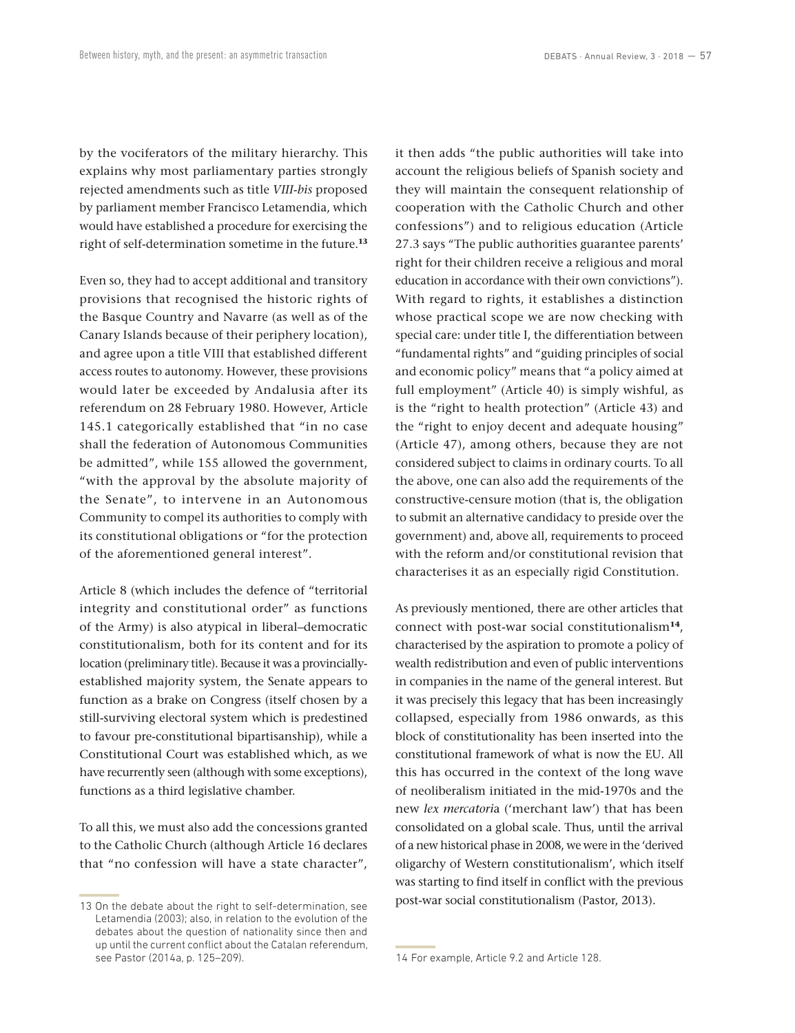by the vociferators of the military hierarchy. This explains why most parliamentary parties strongly rejected amendments such as title *VIII-bis* proposed by parliament member Francisco Letamendia, which would have established a procedure for exercising the right of self-determination sometime in the future.[13]

Even so, they had to accept additional and transitory provisions that recognised the historic rights of the Basque Country and Navarre (as well as of the Canary Islands because of their periphery location), and agree upon a title VIII that established different access routes to autonomy. However, these provisions would later be exceeded by Andalusia after its referendum on 28 February 1980. However, Article 145.1 categorically established that "in no case shall the federation of Autonomous Communities be admitted", while 155 allowed the government, "with the approval by the absolute majority of the Senate", to intervene in an Autonomous Community to compel its authorities to comply with its constitutional obligations or "for the protection of the aforementioned general interest".

Article 8 (which includes the defence of "territorial integrity and constitutional order" as functions of the Army) is also atypical in liberal–democratic constitutionalism, both for its content and for its location (preliminary title). Because it was a provincially-established majority system, the Senate appears to function as a brake on Congress (itself chosen by a still-surviving electoral system which is predestined to favour pre-constitutional bipartisanship), while a Constitutional Court was established which, as we have recurrently seen (although with some exceptions), functions as a third legislative chamber.

To all this, we must also add the concessions granted to the Catholic Church (although Article 16 declares that "no confession will have a state character", it then adds "the public authorities will take into account the religious beliefs of Spanish society and they will maintain the consequent relationship of cooperation with the Catholic Church and other confessions") and to religious education (Article 27.3 says "The public authorities guarantee parents' right for their children receive a religious and moral education in accordance with their own convictions"). With regard to rights, it establishes a distinction whose practical scope we are now checking with special care: under title I, the differentiation between "fundamental rights" and "guiding principles of social and economic policy" means that "a policy aimed at full employment" (Article 40) is simply wishful, as is the "right to health protection" (Article 43) and the "right to enjoy decent and adequate housing" (Article 47), among others, because they are not considered subject to claims in ordinary courts. To all the above, one can also add the requirements of the constructive-censure motion (that is, the obligation to submit an alternative candidacy to preside over the government) and, above all, requirements to proceed with the reform and/or constitutional revision that characterises it as an especially rigid Constitution.

As previously mentioned, there are other articles that connect with post-war social constitutionalism[14], characterised by the aspiration to promote a policy of wealth redistribution and even of public interventions in companies in the name of the general interest. But it was precisely this legacy that has been increasingly collapsed, especially from 1986 onwards, as this block of constitutionality has been inserted into the constitutional framework of what is now the EU. All this has occurred in the context of the long wave of neoliberalism initiated in the mid-1970s and the new *lex mercatoria* ('merchant law') that has been consolidated on a global scale. Thus, until the arrival of a new historical phase in 2008, we were in the 'derived oligarchy of Western constitutionalism', which itself was starting to find itself in conflict with the previous post-war social constitutionalism (Pastor, 2013).

13 On the debate about the right to self-determination, see Letamendia (2003); also, in relation to the evolution of the debates about the question of nationality since then and up until the current conflict about the Catalan referendum, see Pastor (2014a, p. 125–209).

14 For example, Article 9.2 and Article 128.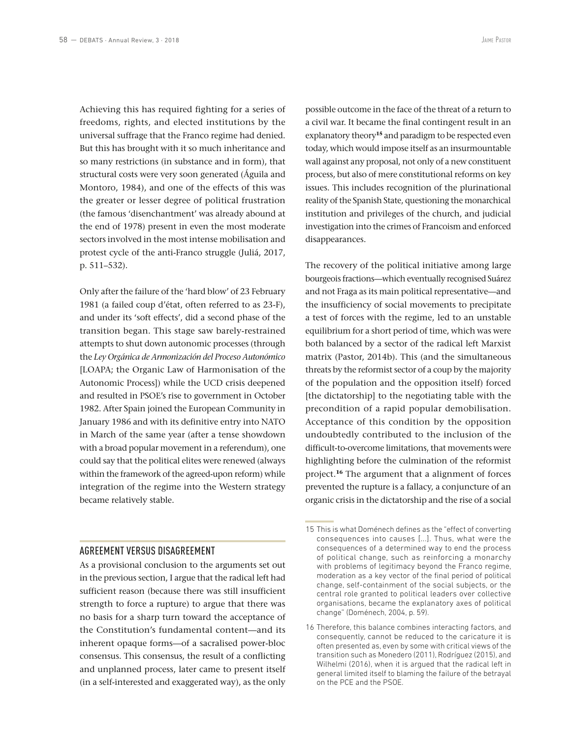Achieving this has required fighting for a series of freedoms, rights, and elected institutions by the universal suffrage that the Franco regime had denied. But this has brought with it so much inheritance and so many restrictions (in substance and in form), that structural costs were very soon generated (Águila and Montoro, 1984), and one of the effects of this was the greater or lesser degree of political frustration (the famous 'disenchantment' was already abound at the end of 1978) present in even the most moderate sectors involved in the most intense mobilisation and protest cycle of the anti-Franco struggle (Juliá, 2017, p. 511–532).

Only after the failure of the 'hard blow' of 23 February 1981 (a failed coup d'état, often referred to as 23-F), and under its 'soft effects', did a second phase of the transition began. This stage saw barely-restrained attempts to shut down autonomic processes (through the *Ley Orgánica de Armonización del Proceso Autonómico* [LOAPA; the Organic Law of Harmonisation of the Autonomic Process]) while the UCD crisis deepened and resulted in PSOE's rise to government in October 1982. After Spain joined the European Community in January 1986 and with its definitive entry into NATO in March of the same year (after a tense showdown with a broad popular movement in a referendum), one could say that the political elites were renewed (always within the framework of the agreed-upon reform) while integration of the regime into the Western strategy became relatively stable.

## AGREEMENT VERSUS DISAGREEMENT

As a provisional conclusion to the arguments set out in the previous section, I argue that the radical left had sufficient reason (because there was still insufficient strength to force a rupture) to argue that there was no basis for a sharp turn toward the acceptance of the Constitution's fundamental content—and its inherent opaque forms—of a sacralised power-bloc consensus. This consensus, the result of a conflicting and unplanned process, later came to present itself (in a self-interested and exaggerated way), as the only possible outcome in the face of the threat of a return to a civil war. It became the final contingent result in an explanatory theory[15] and paradigm to be respected even today, which would impose itself as an insurmountable wall against any proposal, not only of a new constituent process, but also of mere constitutional reforms on key issues. This includes recognition of the plurinational reality of the Spanish State, questioning the monarchical institution and privileges of the church, and judicial investigation into the crimes of Francoism and enforced disappearances.

The recovery of the political initiative among large bourgeois fractions—which eventually recognised Suárez and not Fraga as its main political representative—and the insufficiency of social movements to precipitate a test of forces with the regime, led to an unstable equilibrium for a short period of time, which was were both balanced by a sector of the radical left Marxist matrix (Pastor, 2014b). This (and the simultaneous threats by the reformist sector of a coup by the majority of the population and the opposition itself) forced [the dictatorship] to the negotiating table with the precondition of a rapid popular demobilisation. Acceptance of this condition by the opposition undoubtedly contributed to the inclusion of the difficult-to-overcome limitations, that movements were highlighting before the culmination of the reformist project.[16] The argument that a alignment of forces prevented the rupture is a fallacy, a conjuncture of an organic crisis in the dictatorship and the rise of a social

15 This is what Doménech defines as the "effect of converting consequences into causes [...]. Thus, what were the consequences of a determined way to end the process of political change, such as reinforcing a monarchy with problems of legitimacy beyond the Franco regime, moderation as a key vector of the final period of political change, self-containment of the social subjects, or the central role granted to political leaders over collective organisations, became the explanatory axes of political change" (Doménech, 2004, p. 59).

16 Therefore, this balance combines interacting factors, and consequently, cannot be reduced to the caricature it is often presented as, even by some with critical views of the transition such as Monedero (2011), Rodríguez (2015), and Wilhelmi (2016), when it is argued that the radical left in general limited itself to blaming the failure of the betrayal on the PCE and the PSOE.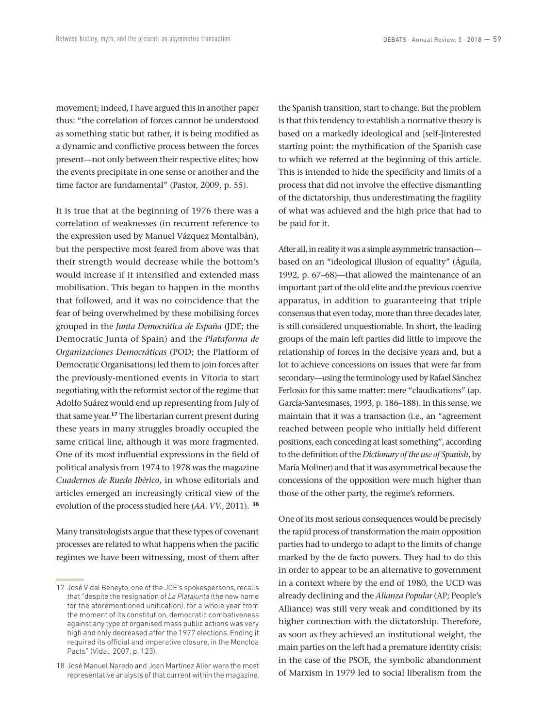movement; indeed, I have argued this in another paper thus: "the correlation of forces cannot be understood as something static but rather, it is being modified as a dynamic and conflictive process between the forces present—not only between their respective elites; how the events precipitate in one sense or another and the time factor are fundamental" (Pastor, 2009, p. 55).

It is true that at the beginning of 1976 there was a correlation of weaknesses (in recurrent reference to the expression used by Manuel Vázquez Montalbán), but the perspective most feared from above was that their strength would decrease while the bottom's would increase if it intensified and extended mass mobilisation. This began to happen in the months that followed, and it was no coincidence that the fear of being overwhelmed by these mobilising forces grouped in the *Junta Democrática de España* (JDE; the Democratic Junta of Spain) and the *Plataforma de Organizaciones Democráticas* (POD; the Platform of Democratic Organisations) led them to join forces after the previously-mentioned events in Vitoria to start negotiating with the reformist sector of the regime that Adolfo Suárez would end up representing from July of that same year.[17] The libertarian current present during these years in many struggles broadly occupied the same critical line, although it was more fragmented. One of its most influential expressions in the field of political analysis from 1974 to 1978 was the magazine *Cuadernos de Ruedo Ibérico*, in whose editorials and articles emerged an increasingly critical view of the evolution of the process studied here (*AA. VV.*, 2011).[18]

Many transitologists argue that these types of covenant processes are related to what happens when the pacific regimes we have been witnessing, most of them after the Spanish transition, start to change. But the problem is that this tendency to establish a normative theory is based on a markedly ideological and [self-]interested starting point: the mythification of the Spanish case to which we referred at the beginning of this article. This is intended to hide the specificity and limits of a process that did not involve the effective dismantling of the dictatorship, thus underestimating the fragility of what was achieved and the high price that had to be paid for it.

After all, in reality it was a simple asymmetric transaction—based on an "ideological illusion of equality" (Águila, 1992, p. 67–68)—that allowed the maintenance of an important part of the old elite and the previous coercive apparatus, in addition to guaranteeing that triple consensus that even today, more than three decades later, is still considered unquestionable. In short, the leading groups of the main left parties did little to improve the relationship of forces in the decisive years and, but a lot to achieve concessions on issues that were far from secondary—using the terminology used by Rafael Sánchez Ferlosio for this same matter: mere "claudications" (ap. García-Santesmases, 1993, p. 186–188). In this sense, we maintain that it was a transaction (i.e., an "agreement reached between people who initially held different positions, each conceding at least something", according to the definition of the *Dictionary of the use of Spanish*, by María Moliner) and that it was asymmetrical because the concessions of the opposition were much higher than those of the other party, the regime's reformers.

One of its most serious consequences would be precisely the rapid process of transformation the main opposition parties had to undergo to adapt to the limits of change marked by the de facto powers. They had to do this in order to appear to be an alternative to government in a context where by the end of 1980, the UCD was already declining and the *Alianza Popular* (AP; People's Alliance) was still very weak and conditioned by its higher connection with the dictatorship. Therefore, as soon as they achieved an institutional weight, the main parties on the left had a premature identity crisis: in the case of the PSOE, the symbolic abandonment of Marxism in 1979 led to social liberalism from the

---

17 José Vidal Beneyto, one of the JDE's spokespersons, recalls that "despite the resignation of *La Platajunta* (the new name for the aforementioned unification), for a whole year from the moment of its constitution, democratic combativeness against any type of organised mass public actions was very high and only decreased after the 1977 elections. Ending it required its official and imperative closure, in the Moncloa Pacts" (Vidal, 2007, p. 123).

18 José Manuel Naredo and Joan Martínez Alier were the most representative analysts of that current within the magazine.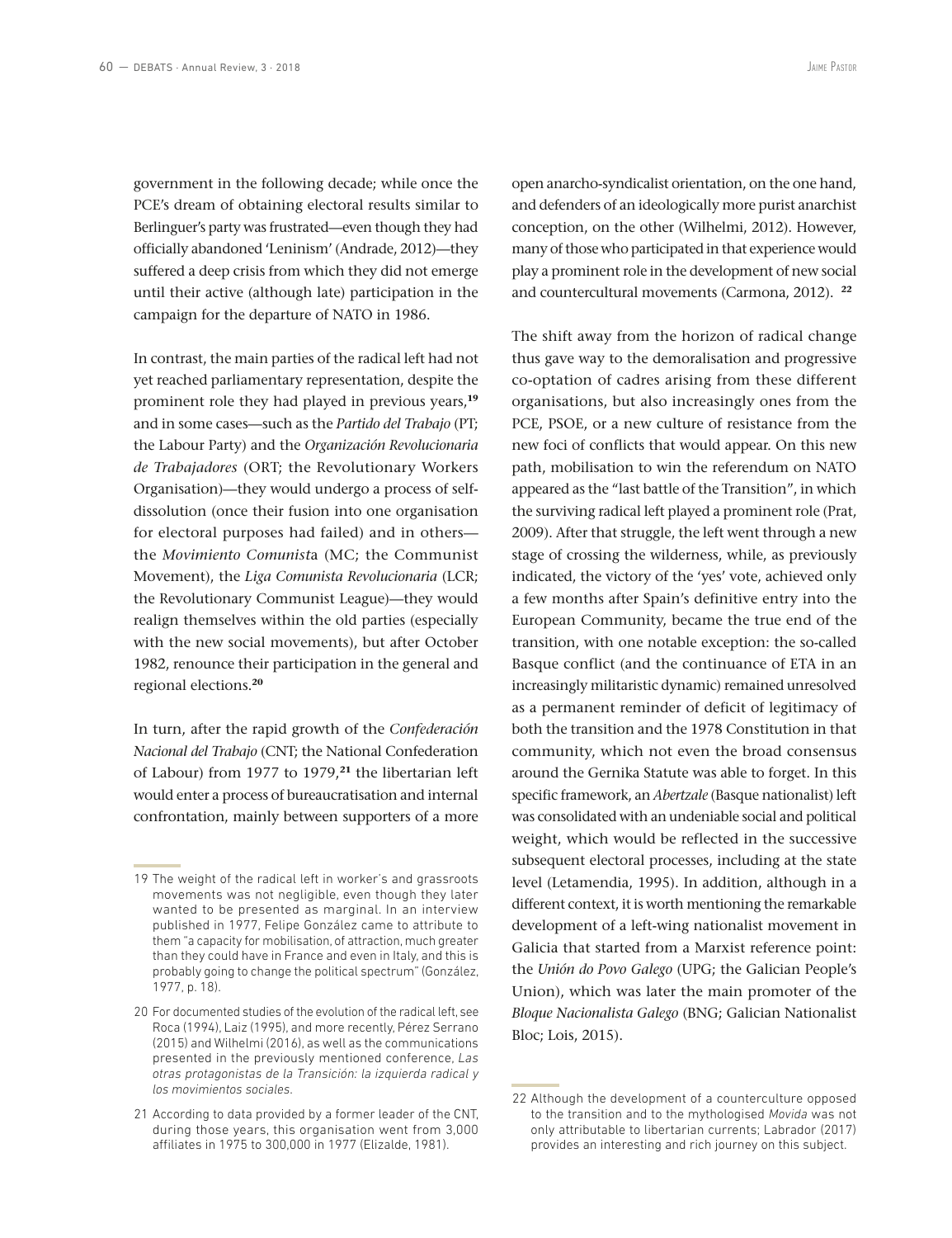government in the following decade; while once the PCE's dream of obtaining electoral results similar to Berlinguer's party was frustrated—even though they had officially abandoned 'Leninism' (Andrade, 2012)—they suffered a deep crisis from which they did not emerge until their active (although late) participation in the campaign for the departure of NATO in 1986.

In contrast, the main parties of the radical left had not yet reached parliamentary representation, despite the prominent role they had played in previous years,[19] and in some cases—such as the *Partido del Trabajo* (PT; the Labour Party) and the *Organización Revolucionaria de Trabajadores* (ORT; the Revolutionary Workers Organisation)—they would undergo a process of self-dissolution (once their fusion into one organisation for electoral purposes had failed) and in others—the *Movimiento Comunist*a (MC; the Communist Movement), the *Liga Comunista Revolucionaria* (LCR; the Revolutionary Communist League)—they would realign themselves within the old parties (especially with the new social movements), but after October 1982, renounce their participation in the general and regional elections.[20]

In turn, after the rapid growth of the *Confederación Nacional del Trabajo* (CNT; the National Confederation of Labour) from 1977 to 1979,[21] the libertarian left would enter a process of bureaucratisation and internal confrontation, mainly between supporters of a more open anarcho-syndicalist orientation, on the one hand, and defenders of an ideologically more purist anarchist conception, on the other (Wilhelmi, 2012). However, many of those who participated in that experience would play a prominent role in the development of new social and countercultural movements (Carmona, 2012). [22]

The shift away from the horizon of radical change thus gave way to the demoralisation and progressive co-optation of cadres arising from these different organisations, but also increasingly ones from the PCE, PSOE, or a new culture of resistance from the new foci of conflicts that would appear. On this new path, mobilisation to win the referendum on NATO appeared as the "last battle of the Transition", in which the surviving radical left played a prominent role (Prat, 2009). After that struggle, the left went through a new stage of crossing the wilderness, while, as previously indicated, the victory of the 'yes' vote, achieved only a few months after Spain's definitive entry into the European Community, became the true end of the transition, with one notable exception: the so-called Basque conflict (and the continuance of ETA in an increasingly militaristic dynamic) remained unresolved as a permanent reminder of deficit of legitimacy of both the transition and the 1978 Constitution in that community, which not even the broad consensus around the Gernika Statute was able to forget. In this specific framework, an *Abertzale* (Basque nationalist) left was consolidated with an undeniable social and political weight, which would be reflected in the successive subsequent electoral processes, including at the state level (Letamendia, 1995). In addition, although in a different context, it is worth mentioning the remarkable development of a left-wing nationalist movement in Galicia that started from a Marxist reference point: the *Unión do Povo Galego* (UPG; the Galician People's Union), which was later the main promoter of the *Bloque Nacionalista Galego* (BNG; Galician Nationalist Bloc; Lois, 2015).

---

19 The weight of the radical left in worker's and grassroots movements was not negligible, even though they later wanted to be presented as marginal. In an interview published in 1977, Felipe González came to attribute to them "a capacity for mobilisation, of attraction, much greater than they could have in France and even in Italy, and this is probably going to change the political spectrum" (González, 1977, p. 18).

20 For documented studies of the evolution of the radical left, see Roca (1994), Laiz (1995), and more recently, Pérez Serrano (2015) and Wilhelmi (2016), as well as the communications presented in the previously mentioned conference, *Las otras protagonistas de la Transición: la izquierda radical y los movimientos sociales*.

21 According to data provided by a former leader of the CNT, during those years, this organisation went from 3,000 affiliates in 1975 to 300,000 in 1977 (Elizalde, 1981).

22 Although the development of a counterculture opposed to the transition and to the mythologised *Movida* was not only attributable to libertarian currents; Labrador (2017) provides an interesting and rich journey on this subject.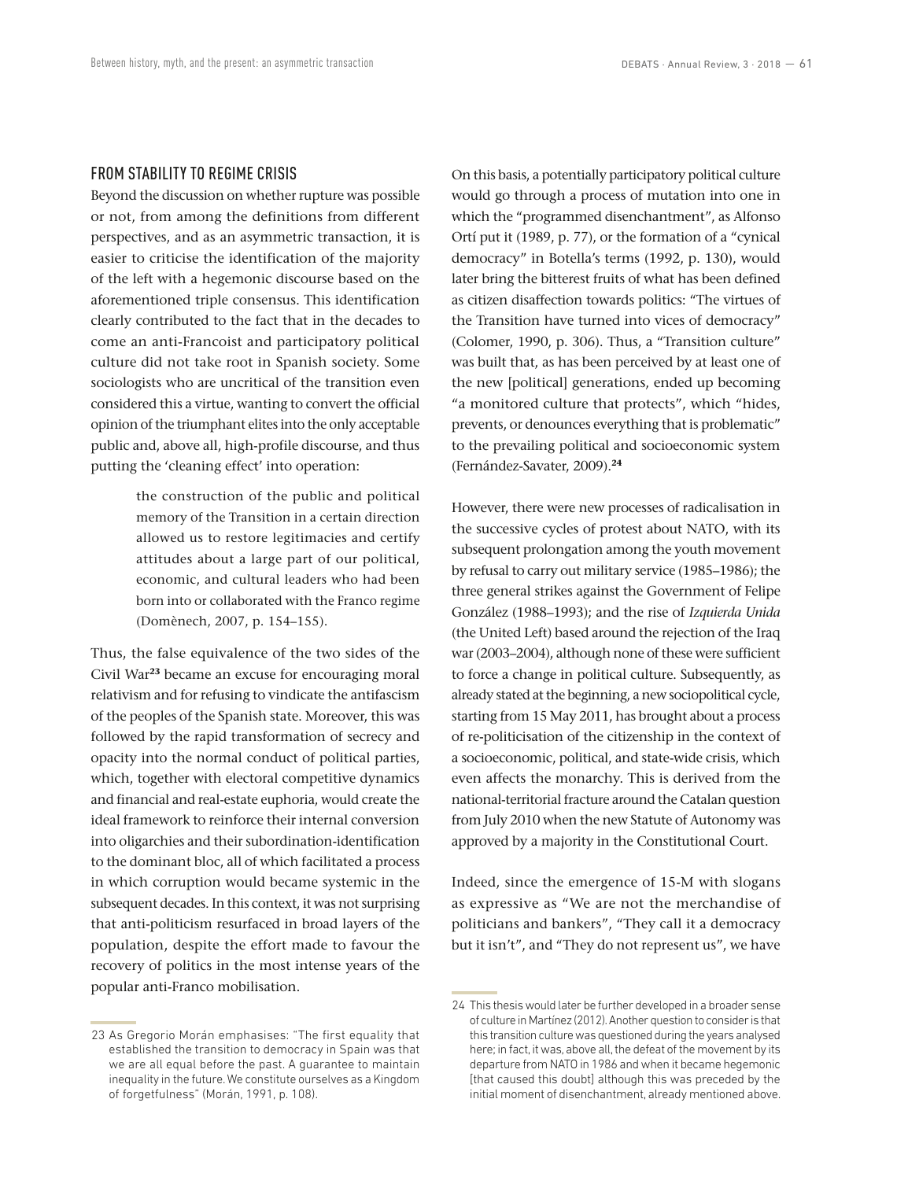## FROM STABILITY TO REGIME CRISIS

Beyond the discussion on whether rupture was possible or not, from among the definitions from different perspectives, and as an asymmetric transaction, it is easier to criticise the identification of the majority of the left with a hegemonic discourse based on the aforementioned triple consensus. This identification clearly contributed to the fact that in the decades to come an anti-Francoist and participatory political culture did not take root in Spanish society. Some sociologists who are uncritical of the transition even considered this a virtue, wanting to convert the official opinion of the triumphant elites into the only acceptable public and, above all, high-profile discourse, and thus putting the 'cleaning effect' into operation:

> the construction of the public and political memory of the Transition in a certain direction allowed us to restore legitimacies and certify attitudes about a large part of our political, economic, and cultural leaders who had been born into or collaborated with the Franco regime (Domènech, 2007, p. 154–155).

Thus, the false equivalence of the two sides of the Civil War[23] became an excuse for encouraging moral relativism and for refusing to vindicate the antifascism of the peoples of the Spanish state. Moreover, this was followed by the rapid transformation of secrecy and opacity into the normal conduct of political parties, which, together with electoral competitive dynamics and financial and real-estate euphoria, would create the ideal framework to reinforce their internal conversion into oligarchies and their subordination-identification to the dominant bloc, all of which facilitated a process in which corruption would became systemic in the subsequent decades. In this context, it was not surprising that anti-politicism resurfaced in broad layers of the population, despite the effort made to favour the recovery of politics in the most intense years of the popular anti-Franco mobilisation.

On this basis, a potentially participatory political culture would go through a process of mutation into one in which the "programmed disenchantment", as Alfonso Ortí put it (1989, p. 77), or the formation of a "cynical democracy" in Botella's terms (1992, p. 130), would later bring the bitterest fruits of what has been defined as citizen disaffection towards politics: "The virtues of the Transition have turned into vices of democracy" (Colomer, 1990, p. 306). Thus, a "Transition culture" was built that, as has been perceived by at least one of the new [political] generations, ended up becoming "a monitored culture that protects", which "hides, prevents, or denounces everything that is problematic" to the prevailing political and socioeconomic system (Fernández-Savater, 2009).[24]

However, there were new processes of radicalisation in the successive cycles of protest about NATO, with its subsequent prolongation among the youth movement by refusal to carry out military service (1985–1986); the three general strikes against the Government of Felipe González (1988–1993); and the rise of *Izquierda Unida* (the United Left) based around the rejection of the Iraq war (2003–2004), although none of these were sufficient to force a change in political culture. Subsequently, as already stated at the beginning, a new sociopolitical cycle, starting from 15 May 2011, has brought about a process of re-politicisation of the citizenship in the context of a socioeconomic, political, and state-wide crisis, which even affects the monarchy. This is derived from the national-territorial fracture around the Catalan question from July 2010 when the new Statute of Autonomy was approved by a majority in the Constitutional Court.

Indeed, since the emergence of 15-M with slogans as expressive as "We are not the merchandise of politicians and bankers", "They call it a democracy but it isn't", and "They do not represent us", we have

---

23 As Gregorio Morán emphasises: "The first equality that established the transition to democracy in Spain was that we are all equal before the past. A guarantee to maintain inequality in the future. We constitute ourselves as a Kingdom of forgetfulness" (Morán, 1991, p. 108).

24 This thesis would later be further developed in a broader sense of culture in Martínez (2012). Another question to consider is that this transition culture was questioned during the years analysed here; in fact, it was, above all, the defeat of the movement by its departure from NATO in 1986 and when it became hegemonic [that caused this doubt] although this was preceded by the initial moment of disenchantment, already mentioned above.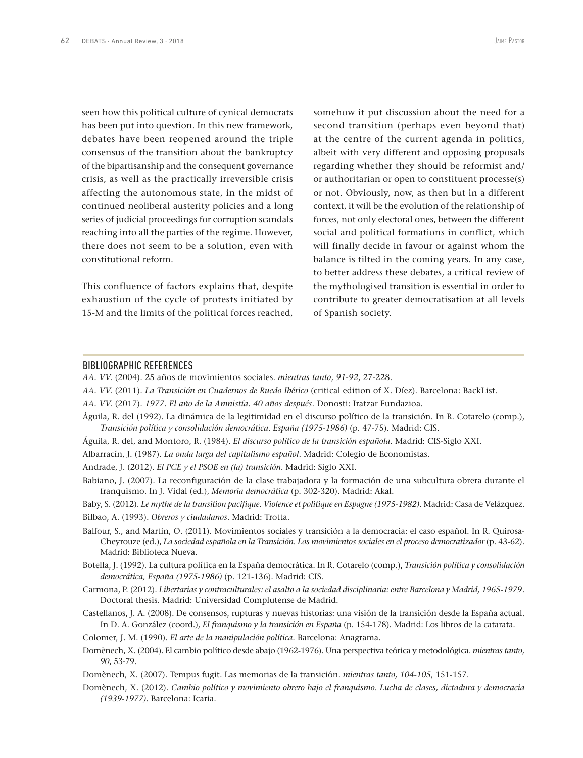seen how this political culture of cynical democrats has been put into question. In this new framework, debates have been reopened around the triple consensus of the transition about the bankruptcy of the bipartisanship and the consequent governance crisis, as well as the practically irreversible crisis affecting the autonomous state, in the midst of continued neoliberal austerity policies and a long series of judicial proceedings for corruption scandals reaching into all the parties of the regime. However, there does not seem to be a solution, even with constitutional reform.

This confluence of factors explains that, despite exhaustion of the cycle of protests initiated by 15-M and the limits of the political forces reached, somehow it put discussion about the need for a second transition (perhaps even beyond that) at the centre of the current agenda in politics, albeit with very different and opposing proposals regarding whether they should be reformist and/or authoritarian or open to constituent processe(s) or not. Obviously, now, as then but in a different context, it will be the evolution of the relationship of forces, not only electoral ones, between the different social and political formations in conflict, which will finally decide in favour or against whom the balance is tilted in the coming years. In any case, to better address these debates, a critical review of the mythologised transition is essential in order to contribute to greater democratisation at all levels of Spanish society.

## BIBLIOGRAPHIC REFERENCES

*AA. VV.* (2004). 25 años de movimientos sociales. *mientras tanto, 91-92*, 27-228.

*AA. VV.* (2011). *La Transición en Cuadernos de Ruedo Ibérico* (critical edition of X. Díez). Barcelona: BackList.

*AA. VV.* (2017). *1977. El año de la Amnistía. 40 años después*. Donosti: Iratzar Fundazioa.

Águila, R. del (1992). La dinámica de la legitimidad en el discurso político de la transición. In R. Cotarelo (comp.), *Transición política y consolidación democrática. España (1975-1986)* (p. 47-75). Madrid: CIS.

Águila, R. del, and Montoro, R. (1984). *El discurso político de la transición española*. Madrid: CIS-Siglo XXI.

Albarracín, J. (1987). *La onda larga del capitalismo español*. Madrid: Colegio de Economistas.

Andrade, J. (2012). *El PCE y el PSOE en (la) transición*. Madrid: Siglo XXI.

Babiano, J. (2007). La reconfiguración de la clase trabajadora y la formación de una subcultura obrera durante el franquismo. In J. Vidal (ed.), *Memoria democrática* (p. 302-320). Madrid: Akal.

Baby, S. (2012). *Le mythe de la transition pacifique. Violence et politique en Espagne (1975-1982)*. Madrid: Casa de Velázquez.

Bilbao, A. (1993). *Obreros y ciudadanos*. Madrid: Trotta.

Balfour, S., and Martín, O. (2011). Movimientos sociales y transición a la democracia: el caso español. In R. Quirosa-Cheyrouze (ed.), *La sociedad española en la Transición. Los movimientos sociales en el proceso democratizador* (p. 43-62). Madrid: Biblioteca Nueva.

Botella, J. (1992). La cultura política en la España democrática. In R. Cotarelo (comp.), *Transición política y consolidación democrática, España (1975-1986)* (p. 121-136). Madrid: CIS.

Carmona, P. (2012). *Libertarias y contraculturales: el asalto a la sociedad disciplinaria: entre Barcelona y Madrid, 1965-1979*. Doctoral thesis. Madrid: Universidad Complutense de Madrid.

Castellanos, J. A. (2008). De consensos, rupturas y nuevas historias: una visión de la transición desde la España actual. In D. A. González (coord.), *El franquismo y la transición en España* (p. 154-178). Madrid: Los libros de la catarata.

Colomer, J. M. (1990). *El arte de la manipulación política*. Barcelona: Anagrama.

Domènech, X. (2004). El cambio político desde abajo (1962-1976). Una perspectiva teórica y metodológica. *mientras tanto, 90*, 53-79.

Domènech, X. (2007). Tempus fugit. Las memorias de la transición. *mientras tanto, 104-105*, 151-157.

Domènech, X. (2012). *Cambio político y movimiento obrero bajo el franquismo. Lucha de clases, dictadura y democracia (1939-1977)*. Barcelona: Icaria.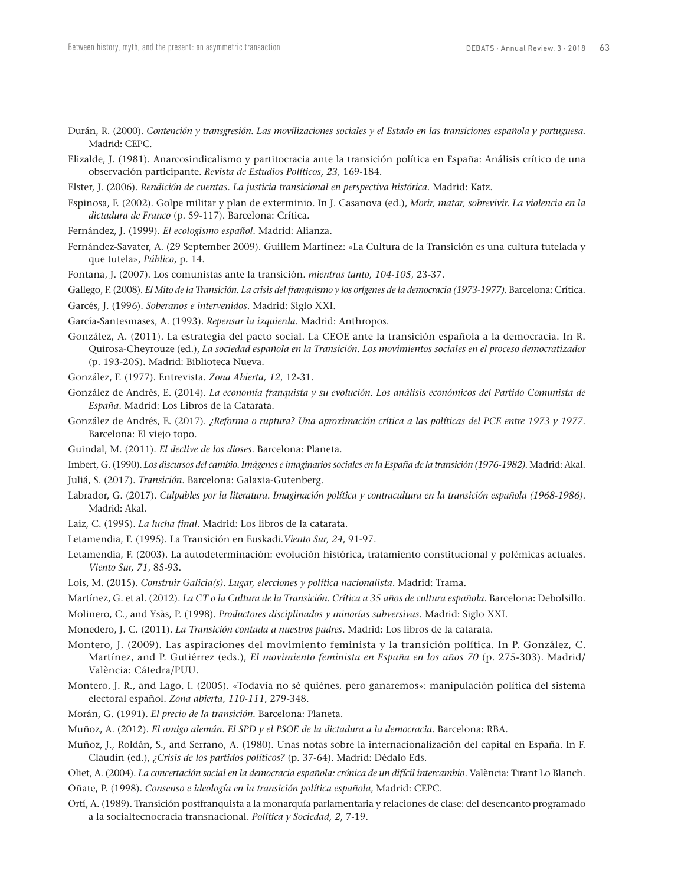Durán, R. (2000). *Contención y transgresión. Las movilizaciones sociales y el Estado en las transiciones española y portuguesa.* Madrid: CEPC.

Elizalde, J. (1981). Anarcosindicalismo y partitocracia ante la transición política en España: Análisis crítico de una observación participante. *Revista de Estudios Políticos, 23,* 169-184.

Elster, J. (2006). *Rendición de cuentas. La justicia transicional en perspectiva histórica*. Madrid: Katz.

Espinosa, F. (2002). Golpe militar y plan de exterminio. In J. Casanova (ed.), *Morir, matar, sobrevivir. La violencia en la dictadura de Franco* (p. 59-117). Barcelona: Crítica.

Fernández, J. (1999). *El ecologismo español*. Madrid: Alianza.

Fernández-Savater, A. (29 September 2009). Guillem Martínez: «La Cultura de la Transición es una cultura tutelada y que tutela», *Público*, p. 14.

Fontana, J. (2007). Los comunistas ante la transición. *mientras tanto, 104-105*, 23-37.

Gallego, F. (2008). *El Mito de la Transición. La crisis del franquismo y los orígenes de la democracia (1973-1977)*. Barcelona: Crítica.

Garcés, J. (1996). *Soberanos e intervenidos*. Madrid: Siglo XXI.

García-Santesmases, A. (1993). *Repensar la izquierda*. Madrid: Anthropos.

González, A. (2011). La estrategia del pacto social. La CEOE ante la transición española a la democracia. In R. Quirosa-Cheyrouze (ed.), *La sociedad española en la Transición. Los movimientos sociales en el proceso democratizador* (p. 193-205). Madrid: Biblioteca Nueva.

González, F. (1977). Entrevista. *Zona Abierta, 12*, 12-31.

González de Andrés, E. (2014). *La economía franquista y su evolución. Los análisis económicos del Partido Comunista de España*. Madrid: Los Libros de la Catarata.

González de Andrés, E. (2017). *¿Reforma o ruptura? Una aproximación crítica a las políticas del PCE entre 1973 y 1977*. Barcelona: El viejo topo.

Guindal, M. (2011). *El declive de los dioses*. Barcelona: Planeta.

Imbert, G. (1990). *Los discursos del cambio. Imágenes e imaginarios sociales en la España de la transición (1976-1982)*. Madrid: Akal.

Juliá, S. (2017). *Transición*. Barcelona: Galaxia-Gutenberg.

Labrador, G. (2017). *Culpables por la literatura. Imaginación política y contracultura en la transición española (1968-1986)*. Madrid: Akal.

Laiz, C. (1995). *La lucha final*. Madrid: Los libros de la catarata.

Letamendia, F. (1995). La Transición en Euskadi.*Viento Sur, 24*, 91-97.

Letamendia, F. (2003). La autodeterminación: evolución histórica, tratamiento constitucional y polémicas actuales. *Viento Sur, 71*, 85-93.

Lois, M. (2015). *Construir Galicia(s). Lugar, elecciones y política nacionalista*. Madrid: Trama.

Martínez, G. et al. (2012). *La CT o la Cultura de la Transición. Crítica a 35 años de cultura española*. Barcelona: Debolsillo.

Molinero, C., and Ysàs, P. (1998). *Productores disciplinados y minorías subversivas*. Madrid: Siglo XXI.

Monedero, J. C. (2011). *La Transición contada a nuestros padres*. Madrid: Los libros de la catarata.

Montero, J. (2009). Las aspiraciones del movimiento feminista y la transición política. In P. González, C. Martínez, and P. Gutiérrez (eds.), *El movimiento feminista en España en los años 70* (p. 275-303). Madrid/València: Cátedra/PUU.

Montero, J. R., and Lago, I. (2005). «Todavía no sé quiénes, pero ganaremos»: manipulación política del sistema electoral español. *Zona abierta*, *110-111*, 279-348.

Morán, G. (1991). *El precio de la transición*. Barcelona: Planeta.

Muñoz, A. (2012). *El amigo alemán. El SPD y el PSOE de la dictadura a la democracia*. Barcelona: RBA.

Muñoz, J., Roldán, S., and Serrano, A. (1980). Unas notas sobre la internacionalización del capital en España. In F. Claudín (ed.), *¿Crisis de los partidos políticos?* (p. 37-64). Madrid: Dédalo Eds.

Oliet, A. (2004). *La concertación social en la democracia española: crónica de un difícil intercambio*. València: Tirant Lo Blanch.

Oñate, P. (1998). *Consenso e ideología en la transición política española*, Madrid: CEPC.

Ortí, A. (1989). Transición postfranquista a la monarquía parlamentaria y relaciones de clase: del desencanto programado a la socialtecnocracia transnacional. *Política y Sociedad, 2*, 7-19.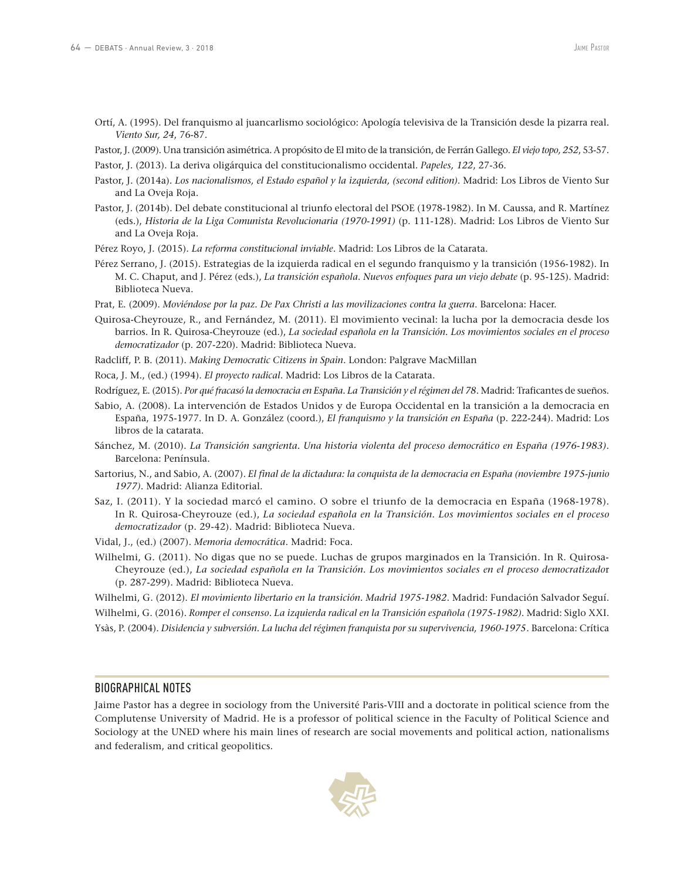Ortí, A. (1995). Del franquismo al juancarlismo sociológico: Apología televisiva de la Transición desde la pizarra real. *Viento Sur, 24*, 76-87.

Pastor, J. (2009). Una transición asimétrica. A propósito de El mito de la transición, de Ferrán Gallego. *El viejo topo, 252*, 53-57.

Pastor, J. (2013). La deriva oligárquica del constitucionalismo occidental. *Papeles, 122*, 27-36.

Pastor, J. (2014a). *Los nacionalismos, el Estado español y la izquierda, (second edition)*. Madrid: Los Libros de Viento Sur and La Oveja Roja.

Pastor, J. (2014b). Del debate constitucional al triunfo electoral del PSOE (1978-1982). In M. Caussa, and R. Martínez (eds.), *Historia de la Liga Comunista Revolucionaria (1970-1991)* (p. 111-128). Madrid: Los Libros de Viento Sur and La Oveja Roja.

Pérez Royo, J. (2015). *La reforma constitucional inviable*. Madrid: Los Libros de la Catarata.

Pérez Serrano, J. (2015). Estrategias de la izquierda radical en el segundo franquismo y la transición (1956-1982). In M. C. Chaput, and J. Pérez (eds.), *La transición española. Nuevos enfoques para un viejo debate* (p. 95-125). Madrid: Biblioteca Nueva.

Prat, E. (2009). *Moviéndose por la paz. De Pax Christi a las movilizaciones contra la guerra*. Barcelona: Hacer.

Quirosa-Cheyrouze, R., and Fernández, M. (2011). El movimiento vecinal: la lucha por la democracia desde los barrios. In R. Quirosa-Cheyrouze (ed.), *La sociedad española en la Transición. Los movimientos sociales en el proceso democratizador* (p. 207-220). Madrid: Biblioteca Nueva.

Radcliff, P. B. (2011). *Making Democratic Citizens in Spain*. London: Palgrave MacMillan

Roca, J. M., (ed.) (1994). *El proyecto radical*. Madrid: Los Libros de la Catarata.

Rodríguez, E. (2015). *Por qué fracasó la democracia en España. La Transición y el régimen del 78*. Madrid: Traficantes de sueños.

Sabio, A. (2008). La intervención de Estados Unidos y de Europa Occidental en la transición a la democracia en España, 1975-1977. In D. A. González (coord.), *El franquismo y la transición en España* (p. 222-244). Madrid: Los libros de la catarata.

Sánchez, M. (2010). *La Transición sangrienta. Una historia violenta del proceso democrático en España (1976-1983)*. Barcelona: Península.

Sartorius, N., and Sabio, A. (2007). *El final de la dictadura: la conquista de la democracia en España (noviembre 1975-junio 1977)*. Madrid: Alianza Editorial.

Saz, I. (2011). Y la sociedad marcó el camino. O sobre el triunfo de la democracia en España (1968-1978). In R. Quirosa-Cheyrouze (ed.), *La sociedad española en la Transición. Los movimientos sociales en el proceso democratizador* (p. 29-42). Madrid: Biblioteca Nueva.

Vidal, J., (ed.) (2007). *Memoria democrática*. Madrid: Foca.

Wilhelmi, G. (2011). No digas que no se puede. Luchas de grupos marginados en la Transición. In R. Quirosa-Cheyrouze (ed.), *La sociedad española en la Transición. Los movimientos sociales en el proceso democratizador* (p. 287-299). Madrid: Biblioteca Nueva.

Wilhelmi, G. (2012). *El movimiento libertario en la transición. Madrid 1975-1982*. Madrid: Fundación Salvador Seguí.

Wilhelmi, G. (2016). *Romper el consenso. La izquierda radical en la Transición española (1975-1982)*. Madrid: Siglo XXI.

Ysàs, P. (2004). *Disidencia y subversión. La lucha del régimen franquista por su supervivencia, 1960-1975*. Barcelona: Crítica

## BIOGRAPHICAL NOTES

Jaime Pastor has a degree in sociology from the Université Paris-VIII and a doctorate in political science from the Complutense University of Madrid. He is a professor of political science in the Faculty of Political Science and Sociology at the UNED where his main lines of research are social movements and political action, nationalisms and federalism, and critical geopolitics.